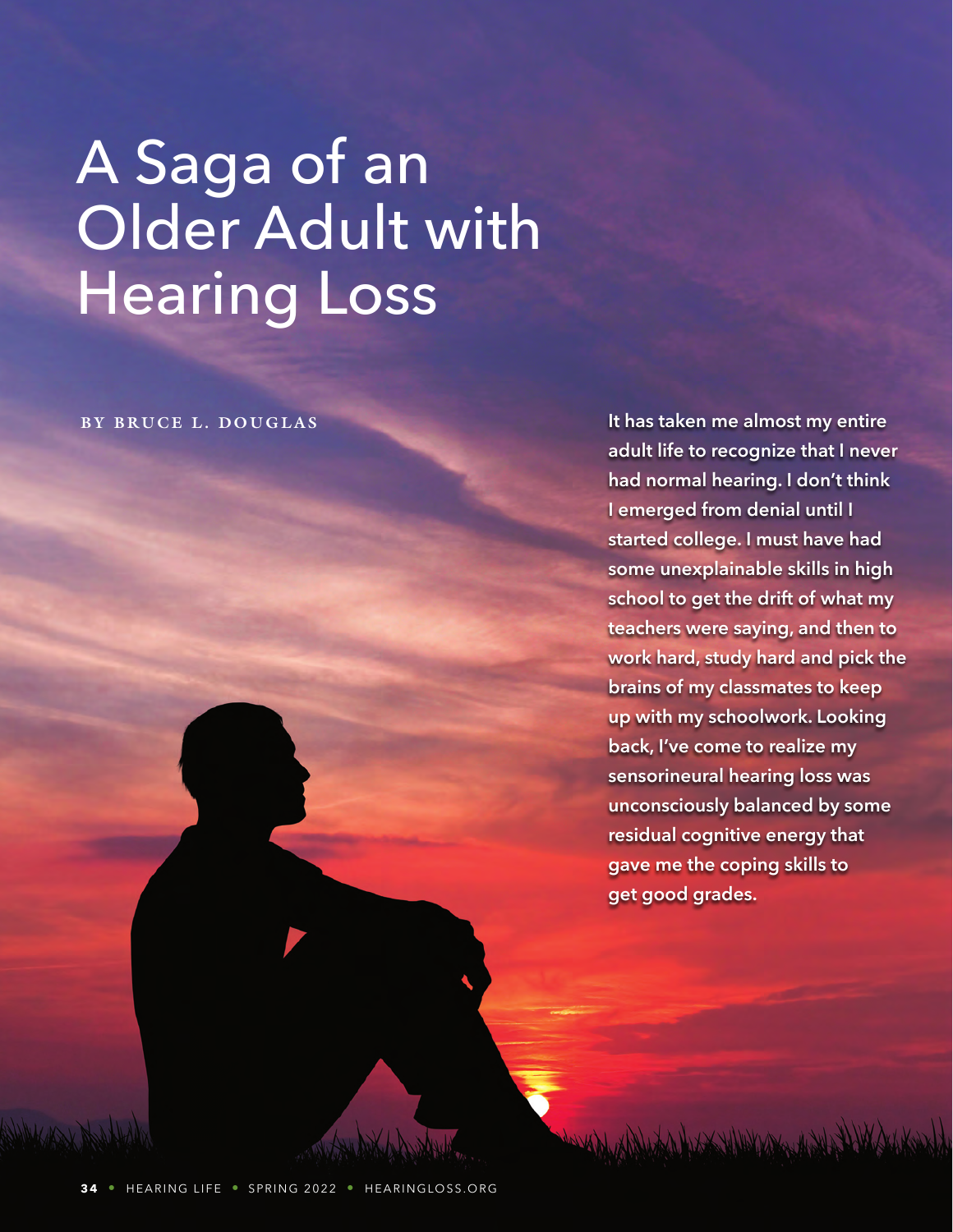# A Saga of an Older Adult with Hearing Loss

BY BRUCE L. DOUGLAS

**It has taken me almost my entire adult life to recognize that I never had normal hearing. I don't think I emerged from denial until I started college. I must have had some unexplainable skills in high school to get the drift of what my teachers were saying, and then to work hard, study hard and pick the brains of my classmates to keep up with my schoolwork. Looking back, I've come to realize my sensorineural hearing loss was unconsciously balanced by some residual cognitive energy that gave me the coping skills to get good grades.**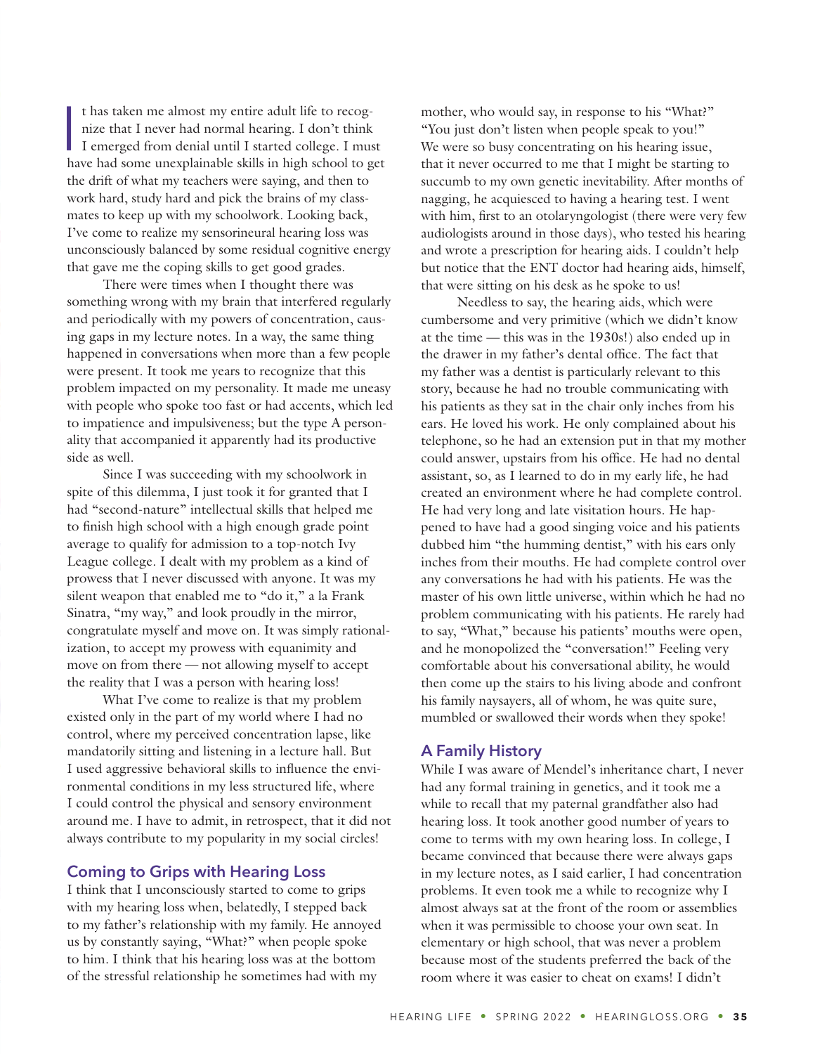It has taken me almost my entire adult life to recognize that I never had normal hearing. I don't think I emerged from denial until I started college. I must have had some unexplainable skills in high school to get the drift of what my teachers were saying, and then to work hard, study hard and pick the brains of my classmates to keep up with my schoolwork. Looking back, I've come to realize my sensorineural hearing loss was unconsciously balanced by some residual cognitive energy that gave me the coping skills to get good grades.

There were times when I thought there was something wrong with my brain that interfered regularly and periodically with my powers of concentration, causing gaps in my lecture notes. In a way, the same thing happened in conversations when more than a few people were present. It took me years to recognize that this problem impacted on my personality. It made me uneasy with people who spoke too fast or had accents, which led to impatience and impulsiveness; but the type A personality that accompanied it apparently had its productive side as well.

Since I was succeeding with my schoolwork in spite of this dilemma, I just took it for granted that I had "second-nature" intellectual skills that helped me to finish high school with a high enough grade point average to qualify for admission to a top-notch Ivy League college. I dealt with my problem as a kind of prowess that I never discussed with anyone. It was my silent weapon that enabled me to "do it," a la Frank Sinatra, "my way," and look proudly in the mirror, congratulate myself and move on. It was simply rationalization, to accept my prowess with equanimity and move on from there — not allowing myself to accept the reality that I was a person with hearing loss!

What I've come to realize is that my problem existed only in the part of my world where I had no control, where my perceived concentration lapse, like mandatorily sitting and listening in a lecture hall. But I used aggressive behavioral skills to influence the environmental conditions in my less structured life, where I could control the physical and sensory environment around me. I have to admit, in retrospect, that it did not always contribute to my popularity in my social circles!

## Coming to Grips with Hearing Loss

I think that I unconsciously started to come to grips with my hearing loss when, belatedly, I stepped back to my father's relationship with my family. He annoyed us by constantly saying, "What?" when people spoke to him. I think that his hearing loss was at the bottom of the stressful relationship he sometimes had with my mother, who would say, in response to his "What?" "You just don't listen when people speak to you!" We were so busy concentrating on his hearing issue, that it never occurred to me that I might be starting to succumb to my own genetic inevitability. After months of nagging, he acquiesced to having a hearing test. I went with him, first to an otolaryngologist (there were very few audiologists around in those days), who tested his hearing and wrote a prescription for hearing aids. I couldn't help but notice that the ENT doctor had hearing aids, himself, that were sitting on his desk as he spoke to us!

Needless to say, the hearing aids, which were cumbersome and very primitive (which we didn't know at the time — this was in the 1930s!) also ended up in the drawer in my father's dental office. The fact that my father was a dentist is particularly relevant to this story, because he had no trouble communicating with his patients as they sat in the chair only inches from his ears. He loved his work. He only complained about his telephone, so he had an extension put in that my mother could answer, upstairs from his office. He had no dental assistant, so, as I learned to do in my early life, he had created an environment where he had complete control. He had very long and late visitation hours. He happened to have had a good singing voice and his patients dubbed him "the humming dentist," with his ears only inches from their mouths. He had complete control over any conversations he had with his patients. He was the master of his own little universe, within which he had no problem communicating with his patients. He rarely had to say, "What," because his patients' mouths were open, and he monopolized the "conversation!" Feeling very comfortable about his conversational ability, he would then come up the stairs to his living abode and confront his family naysayers, all of whom, he was quite sure, mumbled or swallowed their words when they spoke!

## A Family History

While I was aware of Mendel's inheritance chart, I never had any formal training in genetics, and it took me a while to recall that my paternal grandfather also had hearing loss. It took another good number of years to come to terms with my own hearing loss. In college, I became convinced that because there were always gaps in my lecture notes, as I said earlier, I had concentration problems. It even took me a while to recognize why I almost always sat at the front of the room or assemblies when it was permissible to choose your own seat. In elementary or high school, that was never a problem because most of the students preferred the back of the room where it was easier to cheat on exams! I didn't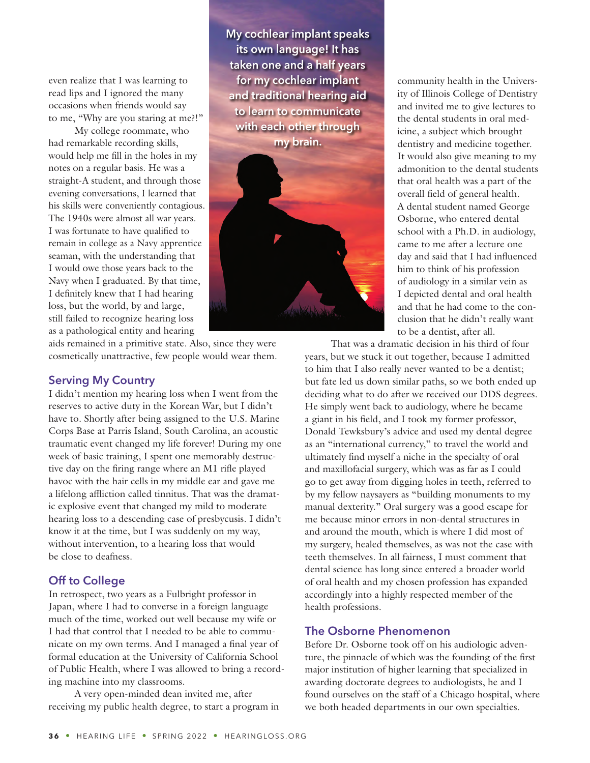even realize that I was learning to read lips and I ignored the many occasions when friends would say to me, "Why are you staring at me?!"

My college roommate, who had remarkable recording skills, would help me fill in the holes in my notes on a regular basis. He was a straight-A student, and through those evening conversations, I learned that his skills were conveniently contagious. The 1940s were almost all war years. I was fortunate to have qualified to remain in college as a Navy apprentice seaman, with the understanding that I would owe those years back to the Navy when I graduated. By that time, I definitely knew that I had hearing loss, but the world, by and large, still failed to recognize hearing loss as a pathological entity and hearing aids remained in a primitive state. Also, since they were cosmetically unattractive, few people would wear them.

**My cochlear implant speaks its own language! It has taken one and a half years for my cochlear implant and traditional hearing aid to learn to communicate with each other through my brain.**

## Serving My Country

I didn't mention my hearing loss when I went from the reserves to active duty in the Korean War, but I didn't have to. Shortly after being assigned to the U.S. Marine Corps Base at Parris Island, South Carolina, an acoustic traumatic event changed my life forever! During my one week of basic training, I spent one memorably destructive day on the firing range where an M1 rifle played havoc with the hair cells in my middle ear and gave me a lifelong affliction called tinnitus. That was the dramatic explosive event that changed my mild to moderate hearing loss to a descending case of presbycusis. I didn't know it at the time, but I was suddenly on my way, without intervention, to a hearing loss that would be close to deafness.

## Off to College

In retrospect, two years as a Fulbright professor in Japan, where I had to converse in a foreign language much of the time, worked out well because my wife or I had that control that I needed to be able to communicate on my own terms. And I managed a final year of formal education at the University of California School of Public Health, where I was allowed to bring a recording machine into my classrooms.

A very open-minded dean invited me, after receiving my public health degree, to start a program in community health in the University of Illinois College of Dentistry and invited me to give lectures to the dental students in oral medicine, a subject which brought dentistry and medicine together. It would also give meaning to my admonition to the dental students that oral health was a part of the overall field of general health. A dental student named George Osborne, who entered dental school with a Ph.D. in audiology, came to me after a lecture one day and said that I had influenced him to think of his profession of audiology in a similar vein as I depicted dental and oral health and that he had come to the conclusion that he didn't really want to be a dentist, after all.

That was a dramatic decision in his third of four years, but we stuck it out together, because I admitted to him that I also really never wanted to be a dentist; but fate led us down similar paths, so we both ended up deciding what to do after we received our DDS degrees. He simply went back to audiology, where he became a giant in his field, and I took my former professor, Donald Tewksbury's advice and used my dental degree as an "international currency," to travel the world and ultimately find myself a niche in the specialty of oral and maxillofacial surgery, which was as far as I could go to get away from digging holes in teeth, referred to by my fellow naysayers as "building monuments to my manual dexterity." Oral surgery was a good escape for me because minor errors in non-dental structures in and around the mouth, which is where I did most of my surgery, healed themselves, as was not the case with teeth themselves. In all fairness, I must comment that dental science has long since entered a broader world of oral health and my chosen profession has expanded accordingly into a highly respected member of the health professions.

## The Osborne Phenomenon

Before Dr. Osborne took off on his audiologic adventure, the pinnacle of which was the founding of the first major institution of higher learning that specialized in awarding doctorate degrees to audiologists, he and I found ourselves on the staff of a Chicago hospital, where we both headed departments in our own specialties.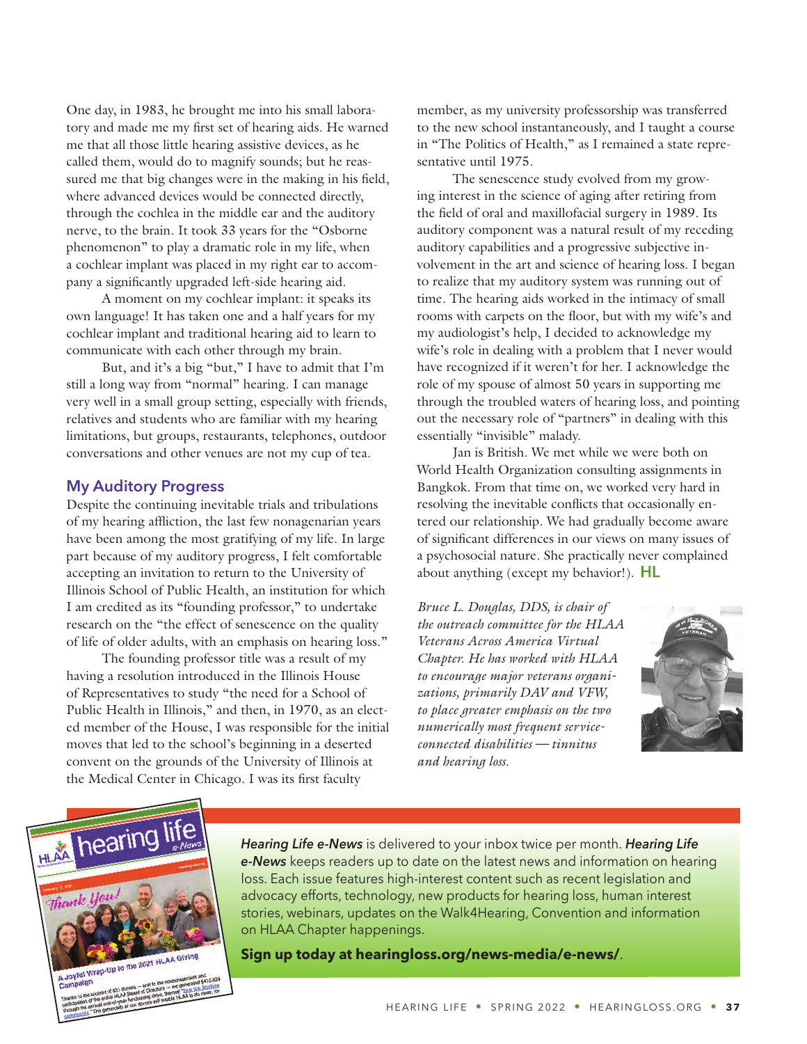One day, in 1983, he brought me into his small laboratory and made me my first set of hearing aids. He warned me that all those little hearing assistive devices, as he called them, would do to magnify sounds; but he reassured me that big changes were in the making in his field, where advanced devices would be connected directly, through the cochlea in the middle ear and the auditory nerve, to the brain. It took 33 years for the "Osborne phenomenon" to play a dramatic role in my life, when a cochlear implant was placed in my right ear to accompany a significantly upgraded left-side hearing aid.

A moment on my cochlear implant: it speaks its own language! It has taken one and a half years for my cochlear implant and traditional hearing aid to learn to communicate with each other through my brain.

But, and it's a big "but," I have to admit that I'm still a long way from "normal" hearing. I can manage very well in a small group setting, especially with friends, relatives and students who are familiar with my hearing limitations, but groups, restaurants, telephones, outdoor conversations and other venues are not my cup of tea.

## My Auditory Progress

Despite the continuing inevitable trials and tribulations of my hearing affliction, the last few nonagenarian years have been among the most gratifying of my life. In large part because of my auditory progress, I felt comfortable accepting an invitation to return to the University of Illinois School of Public Health, an institution for which I am credited as its "founding professor," to undertake research on the "the effect of senescence on the quality of life of older adults, with an emphasis on hearing loss."

The founding professor title was a result of my having a resolution introduced in the Illinois House of Representatives to study "the need for a School of Public Health in Illinois," and then, in 1970, as an elected member of the House, I was responsible for the initial moves that led to the school's beginning in a deserted convent on the grounds of the University of Illinois at the Medical Center in Chicago. I was its first faculty member, as my university professorship was transferred to the new school instantaneously, and I taught a course in "The Politics of Health," as I remained a state representative until 1975.

The senescence study evolved from my growing interest in the science of aging after retiring from the field of oral and maxillofacial surgery in 1989. Its auditory component was a natural result of my receding auditory capabilities and a progressive subjective involvement in the art and science of hearing loss. I began to realize that my auditory system was running out of time. The hearing aids worked in the intimacy of small rooms with carpets on the floor, but with my wife's and my audiologist's help, I decided to acknowledge my wife's role in dealing with a problem that I never would have recognized if it weren't for her. I acknowledge the role of my spouse of almost 50 years in supporting me through the troubled waters of hearing loss, and pointing out the necessary role of "partners" in dealing with this essentially "invisible" malady.

Jan is British. We met while we were both on World Health Organization consulting assignments in Bangkok. From that time on, we worked very hard in resolving the inevitable conflicts that occasionally entered our relationship. We had gradually become aware of significant differences in our views on many issues of a psychosocial nature. She practically never complained about anything (except my behavior!). **HL**

*Bruce L. Douglas, DDS, is chair of the outreach committee for the HLAA Veterans Across America Virtual Chapter. He has worked with HLAA to encourage major veterans organizations, primarily DAV and VFW, to place greater emphasis on the two numerically most frequent service-connected disabilities — tinnitus and hearing loss.*

***Hearing Life e-News*** is delivered to your inbox twice per month. ***Hearing Life e-News*** keeps readers up to date on the latest news and information on hearing loss. Each issue features high-interest content such as recent legislation and advocacy efforts, technology, new products for hearing loss, human interest stories, webinars, updates on the Walk4Hearing, Convention and information on HLAA Chapter happenings.

**Sign up today at hearingloss.org/news-media/e-news/**.